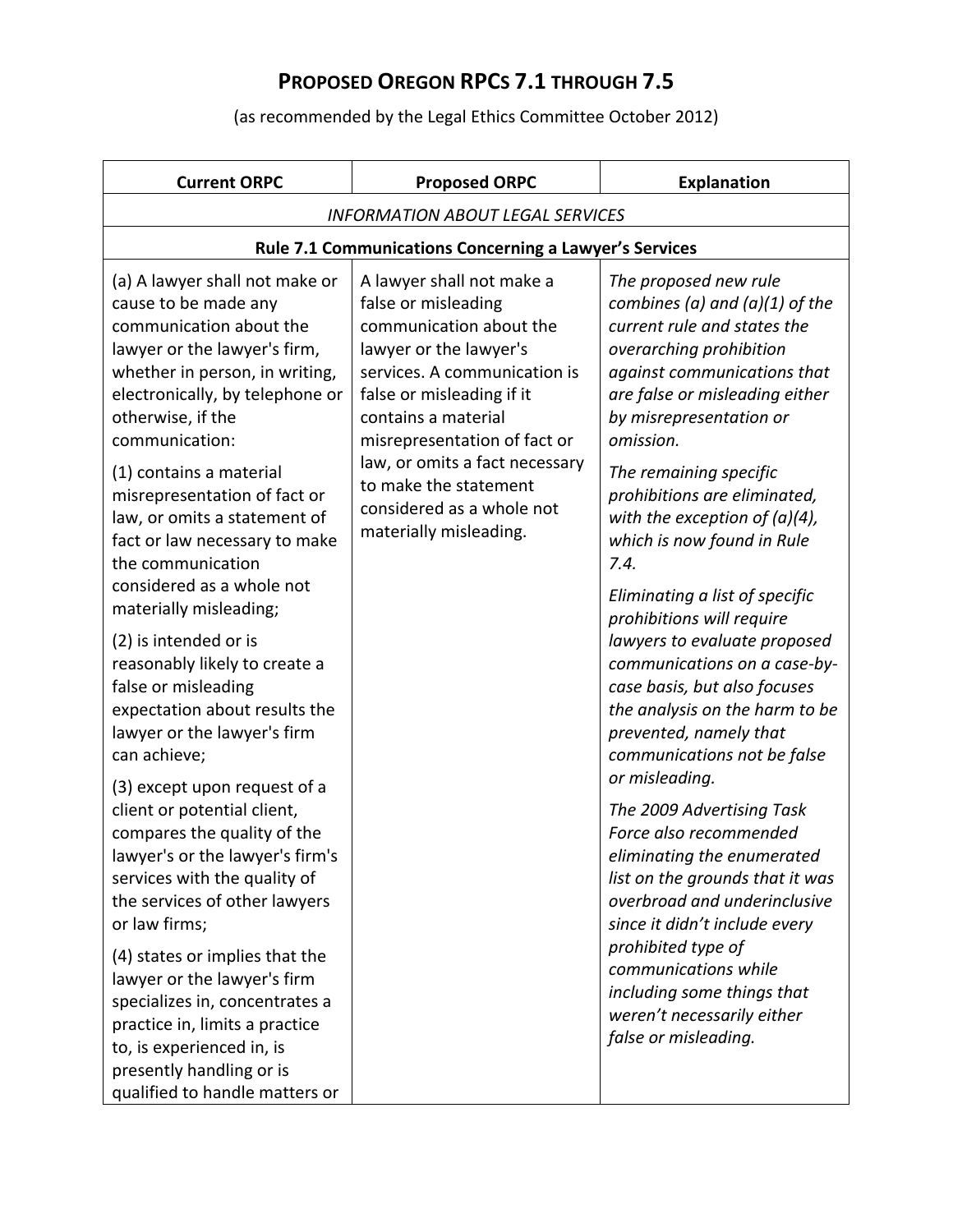# PROPOSED OREGON RPCs 7.1 THROUGH 7.5

(as recommended by the Legal Ethics Committee October 2012)

| Current ORPC | Proposed ORPC | Explanation |
|---|---|---|
| *INFORMATION ABOUT LEGAL SERVICES* | | |
| **Rule 7.1 Communications Concerning a Lawyer's Services** | | |
| (a) A lawyer shall not make or cause to be made any communication about the lawyer or the lawyer's firm, whether in person, in writing, electronically, by telephone or otherwise, if the communication:<br><br>(1) contains a material misrepresentation of fact or law, or omits a statement of fact or law necessary to make the communication considered as a whole not materially misleading;<br><br>(2) is intended or is reasonably likely to create a false or misleading expectation about results the lawyer or the lawyer's firm can achieve;<br><br>(3) except upon request of a client or potential client, compares the quality of the lawyer's or the lawyer's firm's services with the quality of the services of other lawyers or law firms;<br><br>(4) states or implies that the lawyer or the lawyer's firm specializes in, concentrates a practice in, limits a practice to, is experienced in, is presently handling or is qualified to handle matters or | A lawyer shall not make a false or misleading communication about the lawyer or the lawyer's services. A communication is false or misleading if it contains a material misrepresentation of fact or law, or omits a fact necessary to make the statement considered as a whole not materially misleading. | *The proposed new rule combines (a) and (a)(1) of the current rule and states the overarching prohibition against communications that are false or misleading either by misrepresentation or omission.*<br><br>*The remaining specific prohibitions are eliminated, with the exception of (a)(4), which is now found in Rule 7.4.*<br><br>*Eliminating a list of specific prohibitions will require lawyers to evaluate proposed communications on a case-by-case basis, but also focuses the analysis on the harm to be prevented, namely that communications not be false or misleading.*<br><br>*The 2009 Advertising Task Force also recommended eliminating the enumerated list on the grounds that it was overbroad and underinclusive since it didn't include every prohibited type of communications while including some things that weren't necessarily either false or misleading.* |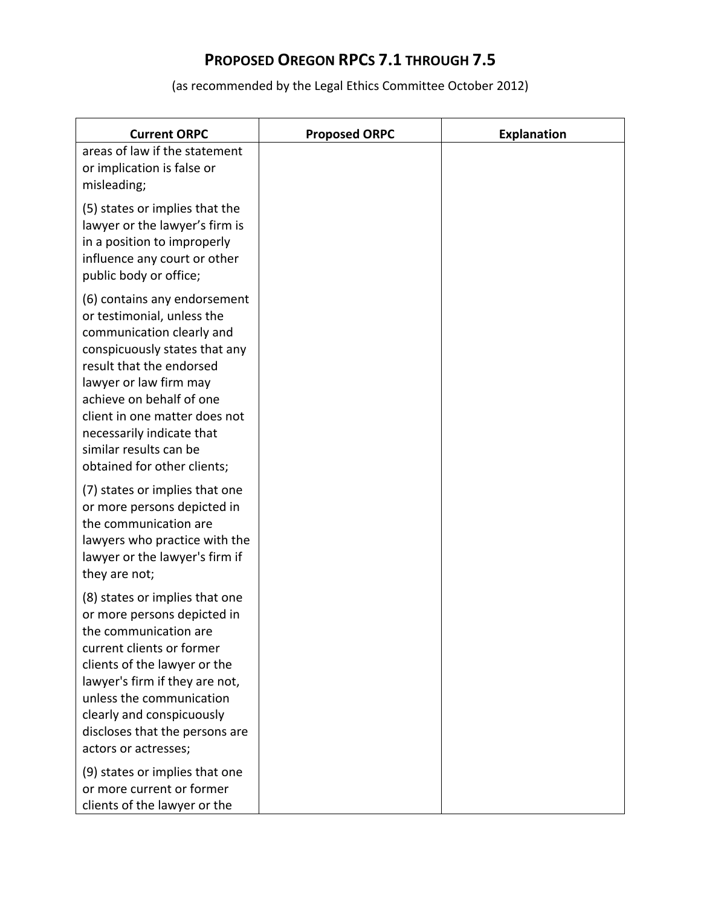# PROPOSED OREGON RPCS 7.1 THROUGH 7.5

(as recommended by the Legal Ethics Committee October 2012)

| Current ORPC | Proposed ORPC | Explanation |
|---|---|---|
| areas of law if the statement or implication is false or misleading;<br><br>(5) states or implies that the lawyer or the lawyer's firm is in a position to improperly influence any court or other public body or office;<br><br>(6) contains any endorsement or testimonial, unless the communication clearly and conspicuously states that any result that the endorsed lawyer or law firm may achieve on behalf of one client in one matter does not necessarily indicate that similar results can be obtained for other clients;<br><br>(7) states or implies that one or more persons depicted in the communication are lawyers who practice with the lawyer or the lawyer's firm if they are not;<br><br>(8) states or implies that one or more persons depicted in the communication are current clients or former clients of the lawyer or the lawyer's firm if they are not, unless the communication clearly and conspicuously discloses that the persons are actors or actresses;<br><br>(9) states or implies that one or more current or former clients of the lawyer or the | | |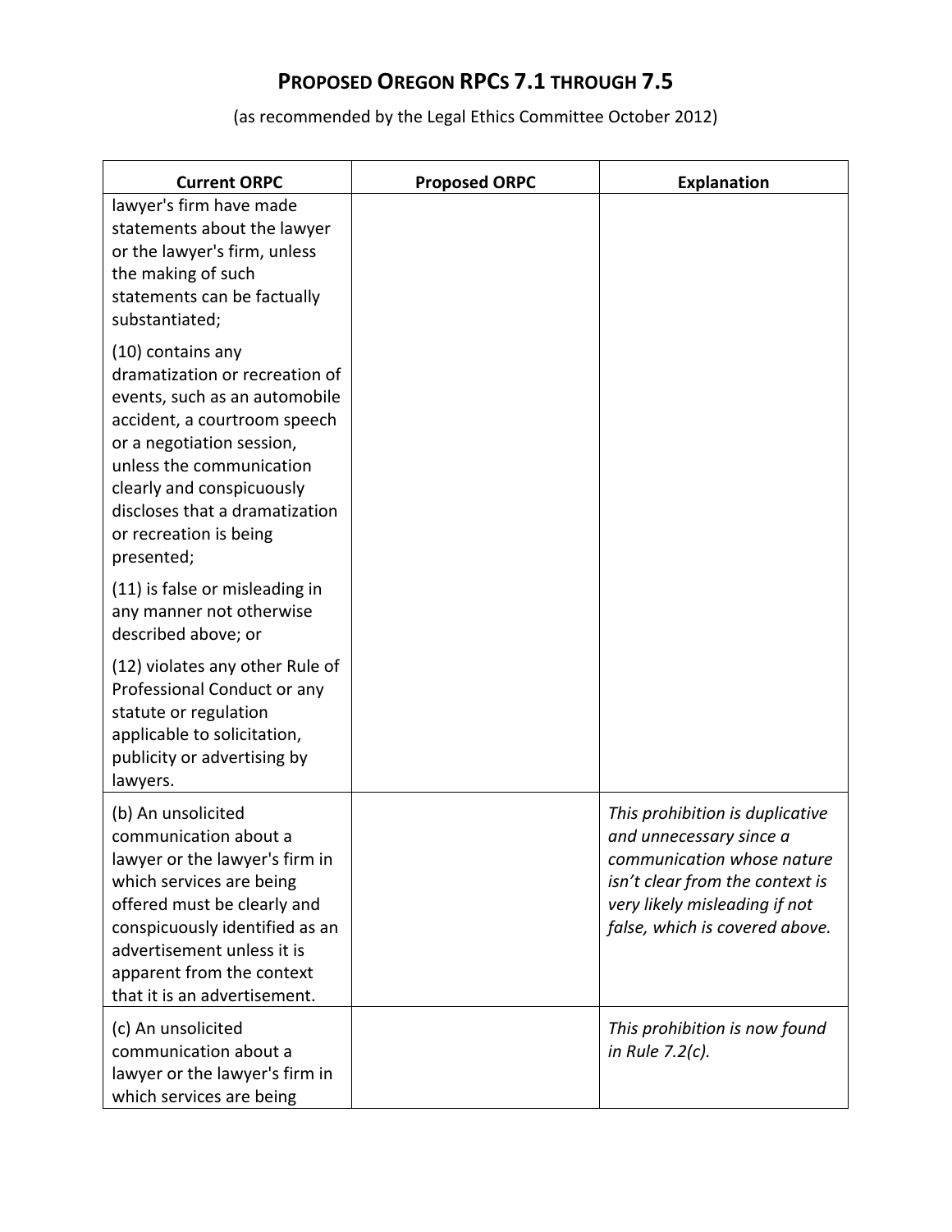# PROPOSED OREGON RPCs 7.1 THROUGH 7.5

(as recommended by the Legal Ethics Committee October 2012)

| Current ORPC | Proposed ORPC | Explanation |
|---|---|---|
| lawyer's firm have made statements about the lawyer or the lawyer's firm, unless the making of such statements can be factually substantiated;<br><br>(10) contains any dramatization or recreation of events, such as an automobile accident, a courtroom speech or a negotiation session, unless the communication clearly and conspicuously discloses that a dramatization or recreation is being presented;<br><br>(11) is false or misleading in any manner not otherwise described above; or<br><br>(12) violates any other Rule of Professional Conduct or any statute or regulation applicable to solicitation, publicity or advertising by lawyers. | | |
| (b) An unsolicited communication about a lawyer or the lawyer's firm in which services are being offered must be clearly and conspicuously identified as an advertisement unless it is apparent from the context that it is an advertisement. | | *This prohibition is duplicative and unnecessary since a communication whose nature isn't clear from the context is very likely misleading if not false, which is covered above.* |
| (c) An unsolicited communication about a lawyer or the lawyer's firm in which services are being | | *This prohibition is now found in Rule 7.2(c).* |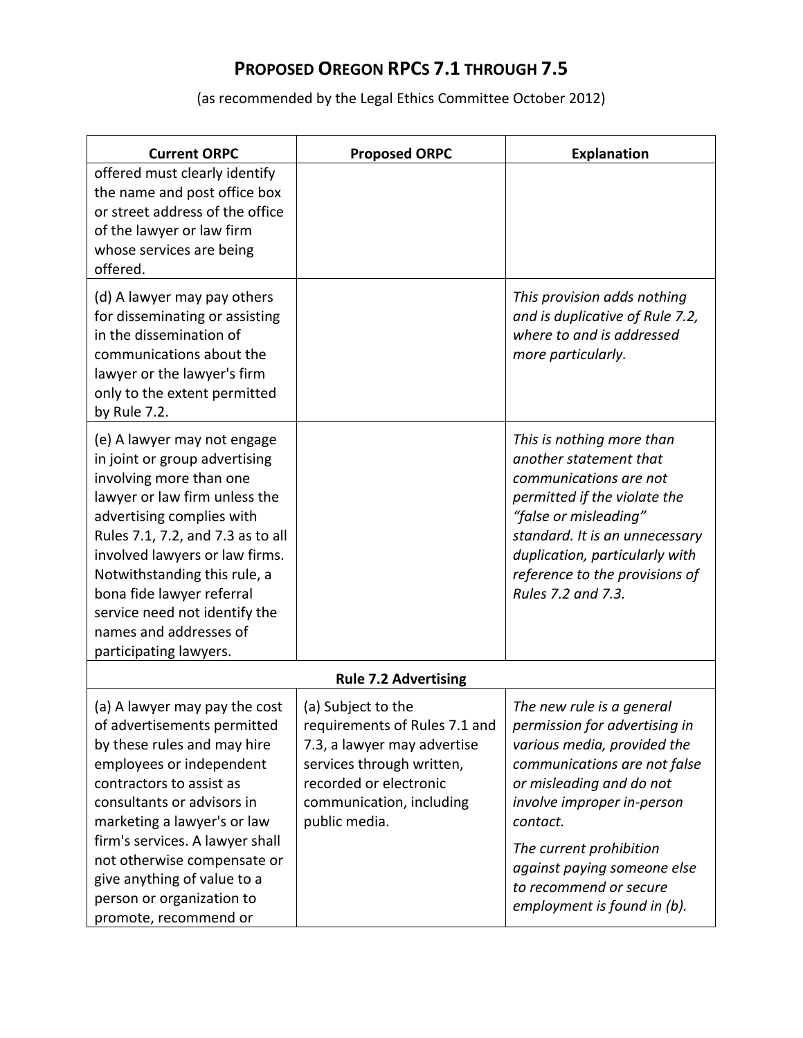# PROPOSED OREGON RPCs 7.1 THROUGH 7.5

(as recommended by the Legal Ethics Committee October 2012)

| Current ORPC | Proposed ORPC | Explanation |
|---|---|---|
| offered must clearly identify the name and post office box or street address of the office of the lawyer or law firm whose services are being offered. | | |
| (d) A lawyer may pay others for disseminating or assisting in the dissemination of communications about the lawyer or the lawyer's firm only to the extent permitted by Rule 7.2. | | *This provision adds nothing and is duplicative of Rule 7.2, where to and is addressed more particularly.* |
| (e) A lawyer may not engage in joint or group advertising involving more than one lawyer or law firm unless the advertising complies with Rules 7.1, 7.2, and 7.3 as to all involved lawyers or law firms. Notwithstanding this rule, a bona fide lawyer referral service need not identify the names and addresses of participating lawyers. | | *This is nothing more than another statement that communications are not permitted if the violate the "false or misleading" standard. It is an unnecessary duplication, particularly with reference to the provisions of Rules 7.2 and 7.3.* |
| **Rule 7.2 Advertising** | | |
| (a) A lawyer may pay the cost of advertisements permitted by these rules and may hire employees or independent contractors to assist as consultants or advisors in marketing a lawyer's or law firm's services. A lawyer shall not otherwise compensate or give anything of value to a person or organization to promote, recommend or | (a) Subject to the requirements of Rules 7.1 and 7.3, a lawyer may advertise services through written, recorded or electronic communication, including public media. | *The new rule is a general permission for advertising in various media, provided the communications are not false or misleading and do not involve improper in-person contact.* *The current prohibition against paying someone else to recommend or secure employment is found in (b).* |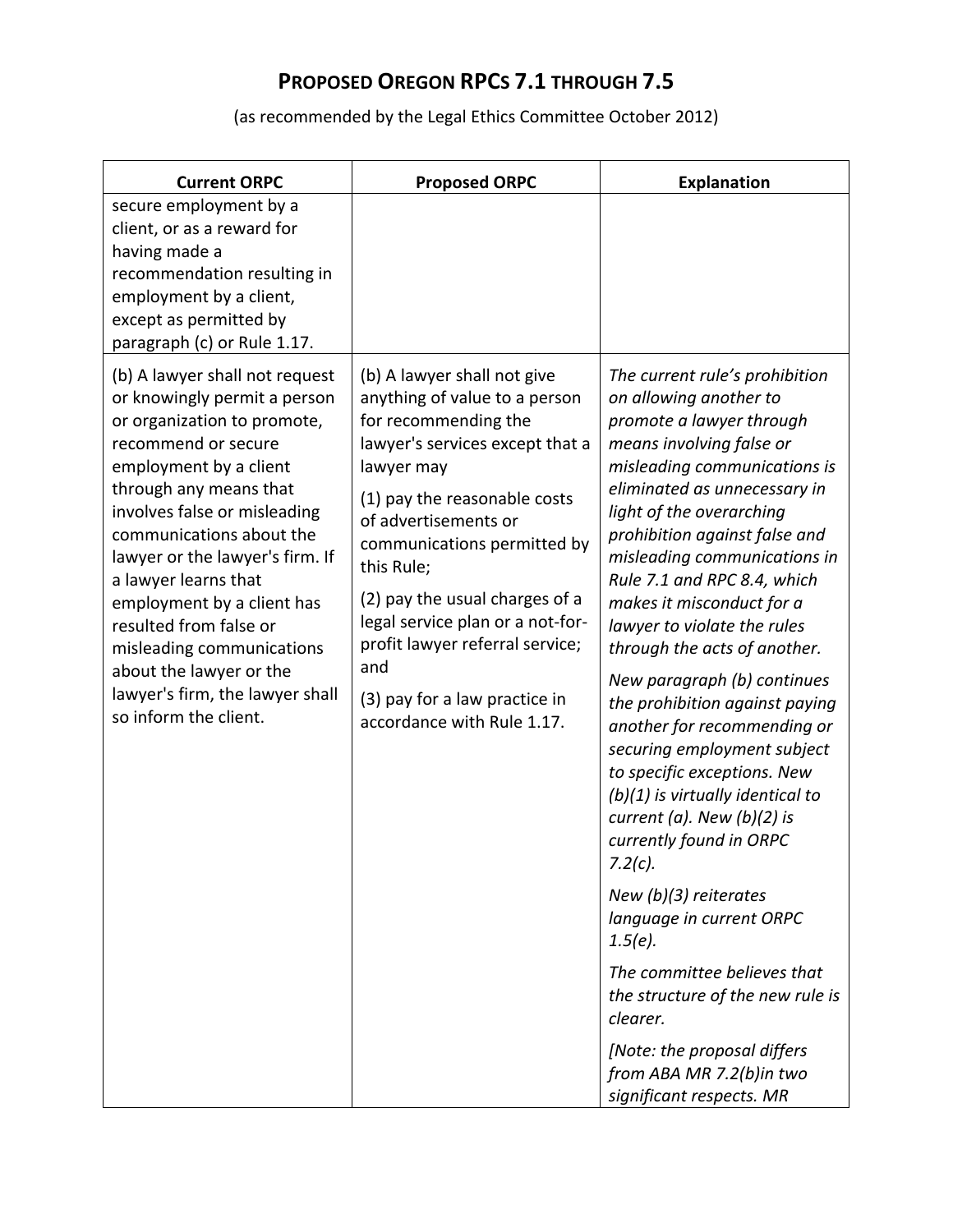# PROPOSED OREGON RPCs 7.1 THROUGH 7.5

(as recommended by the Legal Ethics Committee October 2012)

| Current ORPC | Proposed ORPC | Explanation |
| --- | --- | --- |
| secure employment by a client, or as a reward for having made a recommendation resulting in employment by a client, except as permitted by paragraph (c) or Rule 1.17. | | |
| (b) A lawyer shall not request or knowingly permit a person or organization to promote, recommend or secure employment by a client through any means that involves false or misleading communications about the lawyer or the lawyer's firm. If a lawyer learns that employment by a client has resulted from false or misleading communications about the lawyer or the lawyer's firm, the lawyer shall so inform the client. | (b) A lawyer shall not give anything of value to a person for recommending the lawyer's services except that a lawyer may<br><br>(1) pay the reasonable costs of advertisements or communications permitted by this Rule;<br><br>(2) pay the usual charges of a legal service plan or a not-for-profit lawyer referral service; and<br><br>(3) pay for a law practice in accordance with Rule 1.17. | *The current rule's prohibition on allowing another to promote a lawyer through means involving false or misleading communications is eliminated as unnecessary in light of the overarching prohibition against false and misleading communications in Rule 7.1 and RPC 8.4, which makes it misconduct for a lawyer to violate the rules through the acts of another.*<br><br>*New paragraph (b) continues the prohibition against paying another for recommending or securing employment subject to specific exceptions. New (b)(1) is virtually identical to current (a). New (b)(2) is currently found in ORPC 7.2(c).*<br><br>*New (b)(3) reiterates language in current ORPC 1.5(e).*<br><br>*The committee believes that the structure of the new rule is clearer.*<br><br>*[Note: the proposal differs from ABA MR 7.2(b)in two significant respects. MR* |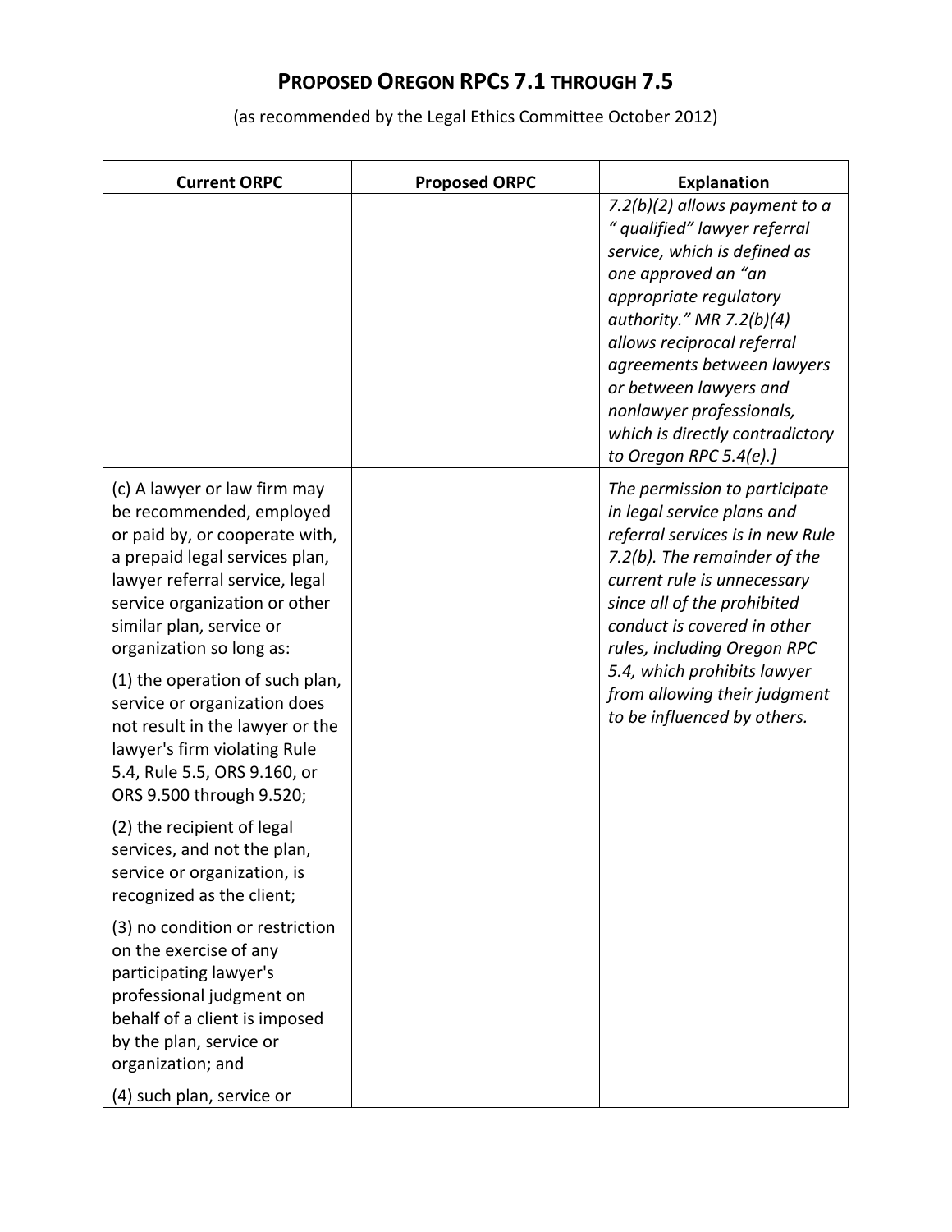# PROPOSED OREGON RPCs 7.1 THROUGH 7.5

(as recommended by the Legal Ethics Committee October 2012)

| Current ORPC | Proposed ORPC | Explanation |
| --- | --- | --- |
| | | *7.2(b)(2) allows payment to a " qualified" lawyer referral service, which is defined as one approved an "an appropriate regulatory authority." MR 7.2(b)(4) allows reciprocal referral agreements between lawyers or between lawyers and nonlawyer professionals, which is directly contradictory to Oregon RPC 5.4(e).]* |
| (c) A lawyer or law firm may be recommended, employed or paid by, or cooperate with, a prepaid legal services plan, lawyer referral service, legal service organization or other similar plan, service or organization so long as: (1) the operation of such plan, service or organization does not result in the lawyer or the lawyer's firm violating Rule 5.4, Rule 5.5, ORS 9.160, or ORS 9.500 through 9.520; (2) the recipient of legal services, and not the plan, service or organization, is recognized as the client; (3) no condition or restriction on the exercise of any participating lawyer's professional judgment on behalf of a client is imposed by the plan, service or organization; and (4) such plan, service or | | *The permission to participate in legal service plans and referral services is in new Rule 7.2(b). The remainder of the current rule is unnecessary since all of the prohibited conduct is covered in other rules, including Oregon RPC 5.4, which prohibits lawyer from allowing their judgment to be influenced by others.* |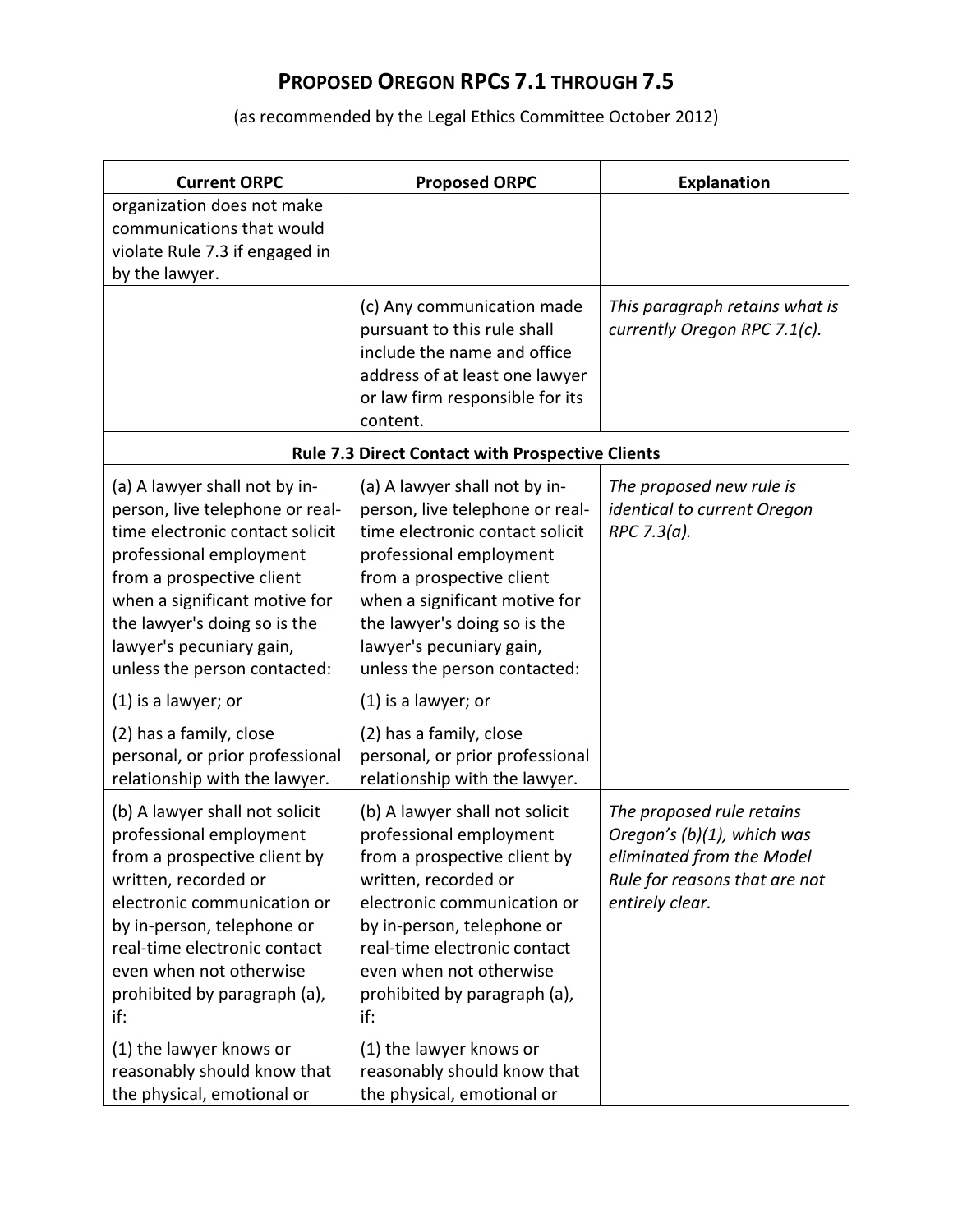# PROPOSED OREGON RPCs 7.1 THROUGH 7.5

(as recommended by the Legal Ethics Committee October 2012)

| Current ORPC | Proposed ORPC | Explanation |
|---|---|---|
| organization does not make communications that would violate Rule 7.3 if engaged in by the lawyer. | | |
| | (c) Any communication made pursuant to this rule shall include the name and office address of at least one lawyer or law firm responsible for its content. | *This paragraph retains what is currently Oregon RPC 7.1(c).* |
| **Rule 7.3 Direct Contact with Prospective Clients** | | |
| (a) A lawyer shall not by in-person, live telephone or real-time electronic contact solicit professional employment from a prospective client when a significant motive for the lawyer's doing so is the lawyer's pecuniary gain, unless the person contacted: (1) is a lawyer; or (2) has a family, close personal, or prior professional relationship with the lawyer. | (a) A lawyer shall not by in-person, live telephone or real-time electronic contact solicit professional employment from a prospective client when a significant motive for the lawyer's doing so is the lawyer's pecuniary gain, unless the person contacted: (1) is a lawyer; or (2) has a family, close personal, or prior professional relationship with the lawyer. | *The proposed new rule is identical to current Oregon RPC 7.3(a).* |
| (b) A lawyer shall not solicit professional employment from a prospective client by written, recorded or electronic communication or by in-person, telephone or real-time electronic contact even when not otherwise prohibited by paragraph (a), if: (1) the lawyer knows or reasonably should know that the physical, emotional or | (b) A lawyer shall not solicit professional employment from a prospective client by written, recorded or electronic communication or by in-person, telephone or real-time electronic contact even when not otherwise prohibited by paragraph (a), if: (1) the lawyer knows or reasonably should know that the physical, emotional or | *The proposed rule retains Oregon's (b)(1), which was eliminated from the Model Rule for reasons that are not entirely clear.* |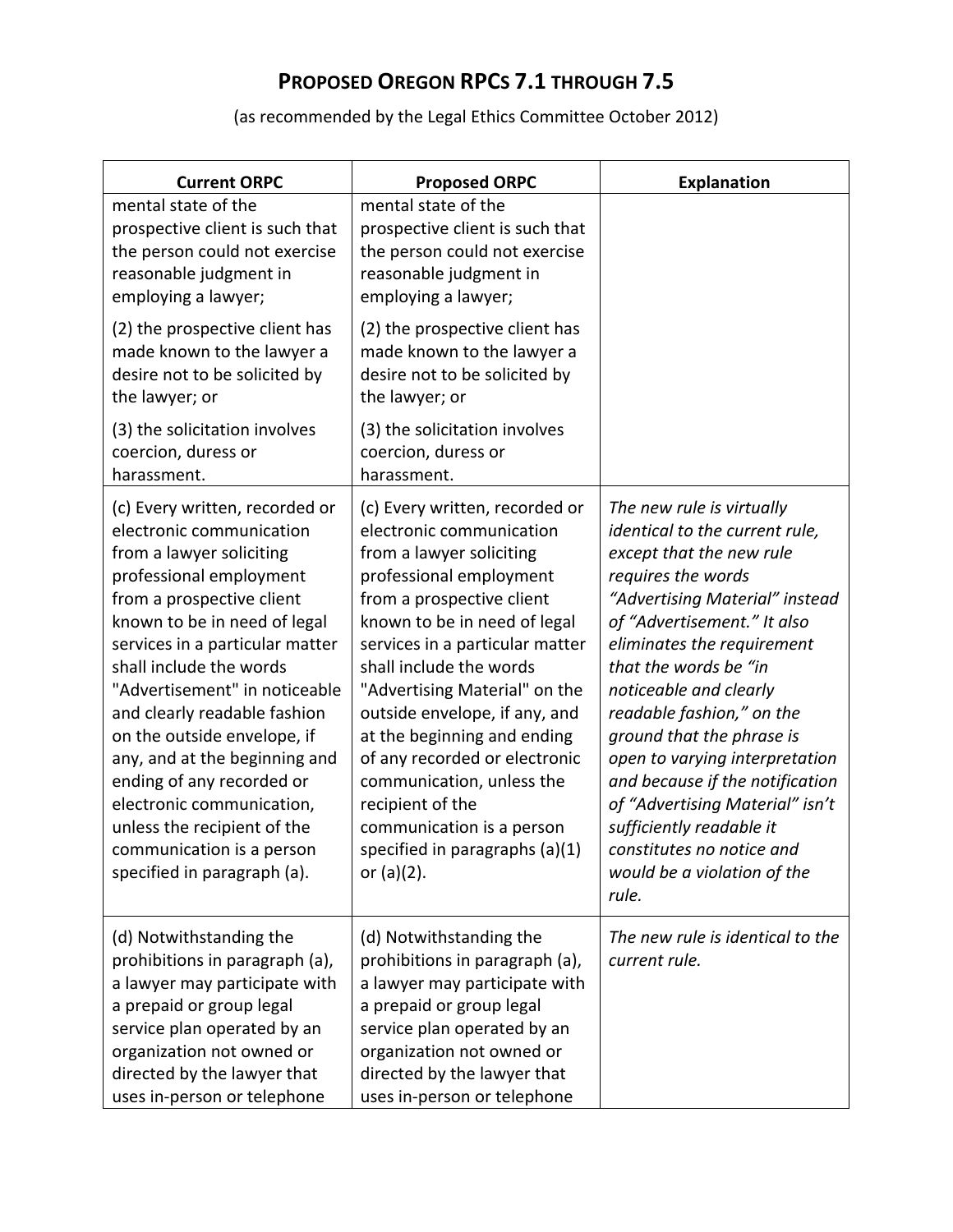## PROPOSED OREGON RPCS 7.1 THROUGH 7.5

(as recommended by the Legal Ethics Committee October 2012)

| Current ORPC | Proposed ORPC | Explanation |
|---|---|---|
| mental state of the prospective client is such that the person could not exercise reasonable judgment in employing a lawyer; | mental state of the prospective client is such that the person could not exercise reasonable judgment in employing a lawyer; | |
| (2) the prospective client has made known to the lawyer a desire not to be solicited by the lawyer; or | (2) the prospective client has made known to the lawyer a desire not to be solicited by the lawyer; or | |
| (3) the solicitation involves coercion, duress or harassment. | (3) the solicitation involves coercion, duress or harassment. | |
| (c) Every written, recorded or electronic communication from a lawyer soliciting professional employment from a prospective client known to be in need of legal services in a particular matter shall include the words "Advertisement" in noticeable and clearly readable fashion on the outside envelope, if any, and at the beginning and ending of any recorded or electronic communication, unless the recipient of the communication is a person specified in paragraph (a). | (c) Every written, recorded or electronic communication from a lawyer soliciting professional employment from a prospective client known to be in need of legal services in a particular matter shall include the words "Advertising Material" on the outside envelope, if any, and at the beginning and ending of any recorded or electronic communication, unless the recipient of the communication is a person specified in paragraphs (a)(1) or (a)(2). | *The new rule is virtually identical to the current rule, except that the new rule requires the words "Advertising Material" instead of "Advertisement." It also eliminates the requirement that the words be "in noticeable and clearly readable fashion," on the ground that the phrase is open to varying interpretation and because if the notification of "Advertising Material" isn't sufficiently readable it constitutes no notice and would be a violation of the rule.* |
| (d) Notwithstanding the prohibitions in paragraph (a), a lawyer may participate with a prepaid or group legal service plan operated by an organization not owned or directed by the lawyer that uses in-person or telephone | (d) Notwithstanding the prohibitions in paragraph (a), a lawyer may participate with a prepaid or group legal service plan operated by an organization not owned or directed by the lawyer that uses in-person or telephone | *The new rule is identical to the current rule.* |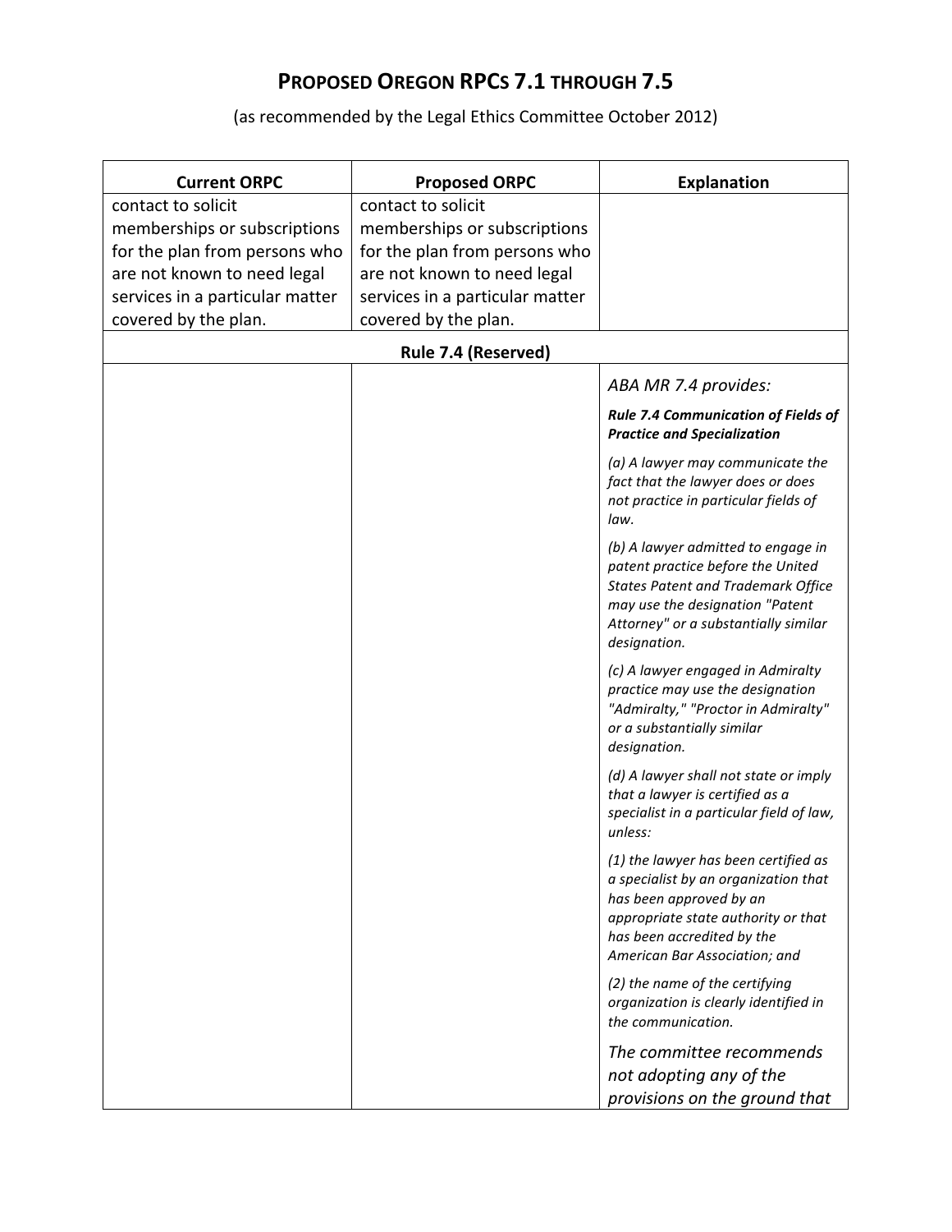# PROPOSED OREGON RPCS 7.1 THROUGH 7.5

(as recommended by the Legal Ethics Committee October 2012)

| Current ORPC | Proposed ORPC | Explanation |
|---|---|---|
| contact to solicit memberships or subscriptions for the plan from persons who are not known to need legal services in a particular matter covered by the plan. | contact to solicit memberships or subscriptions for the plan from persons who are not known to need legal services in a particular matter covered by the plan. | |
| **Rule 7.4 (Reserved)** | | |
| | | *ABA MR 7.4 provides:*<br><br>***Rule 7.4 Communication of Fields of Practice and Specialization***<br><br>*(a) A lawyer may communicate the fact that the lawyer does or does not practice in particular fields of law.*<br><br>*(b) A lawyer admitted to engage in patent practice before the United States Patent and Trademark Office may use the designation "Patent Attorney" or a substantially similar designation.*<br><br>*(c) A lawyer engaged in Admiralty practice may use the designation "Admiralty," "Proctor in Admiralty" or a substantially similar designation.*<br><br>*(d) A lawyer shall not state or imply that a lawyer is certified as a specialist in a particular field of law, unless:*<br><br>*(1) the lawyer has been certified as a specialist by an organization that has been approved by an appropriate state authority or that has been accredited by the American Bar Association; and*<br><br>*(2) the name of the certifying organization is clearly identified in the communication.*<br><br>*The committee recommends not adopting any of the provisions on the ground that* |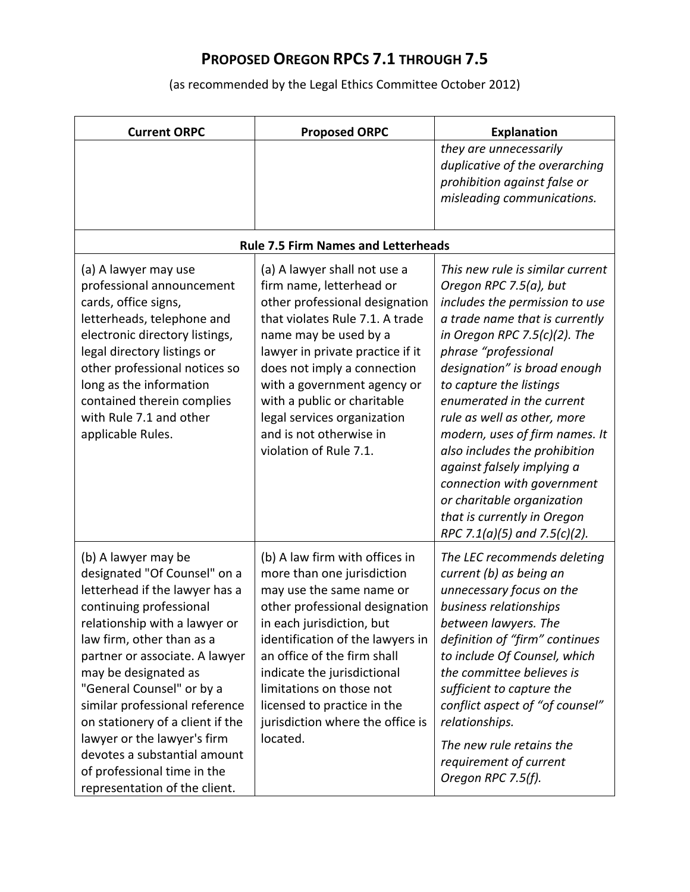# PROPOSED OREGON RPCs 7.1 THROUGH 7.5

(as recommended by the Legal Ethics Committee October 2012)

| Current ORPC | Proposed ORPC | Explanation |
|---|---|---|
| | | *they are unnecessarily duplicative of the overarching prohibition against false or misleading communications.* |
| **Rule 7.5 Firm Names and Letterheads** | | |
| (a) A lawyer may use professional announcement cards, office signs, letterheads, telephone and electronic directory listings, legal directory listings or other professional notices so long as the information contained therein complies with Rule 7.1 and other applicable Rules. | (a) A lawyer shall not use a firm name, letterhead or other professional designation that violates Rule 7.1. A trade name may be used by a lawyer in private practice if it does not imply a connection with a government agency or with a public or charitable legal services organization and is not otherwise in violation of Rule 7.1. | *This new rule is similar current Oregon RPC 7.5(a), but includes the permission to use a trade name that is currently in Oregon RPC 7.5(c)(2). The phrase "professional designation" is broad enough to capture the listings enumerated in the current rule as well as other, more modern, uses of firm names. It also includes the prohibition against falsely implying a connection with government or charitable organization that is currently in Oregon RPC 7.1(a)(5) and 7.5(c)(2).* |
| (b) A lawyer may be designated "Of Counsel" on a letterhead if the lawyer has a continuing professional relationship with a lawyer or law firm, other than as a partner or associate. A lawyer may be designated as "General Counsel" or by a similar professional reference on stationery of a client if the lawyer or the lawyer's firm devotes a substantial amount of professional time in the representation of the client. | (b) A law firm with offices in more than one jurisdiction may use the same name or other professional designation in each jurisdiction, but identification of the lawyers in an office of the firm shall indicate the jurisdictional limitations on those not licensed to practice in the jurisdiction where the office is located. | *The LEC recommends deleting current (b) as being an unnecessary focus on the business relationships between lawyers. The definition of "firm" continues to include Of Counsel, which the committee believes is sufficient to capture the conflict aspect of "of counsel" relationships.* *The new rule retains the requirement of current Oregon RPC 7.5(f).* |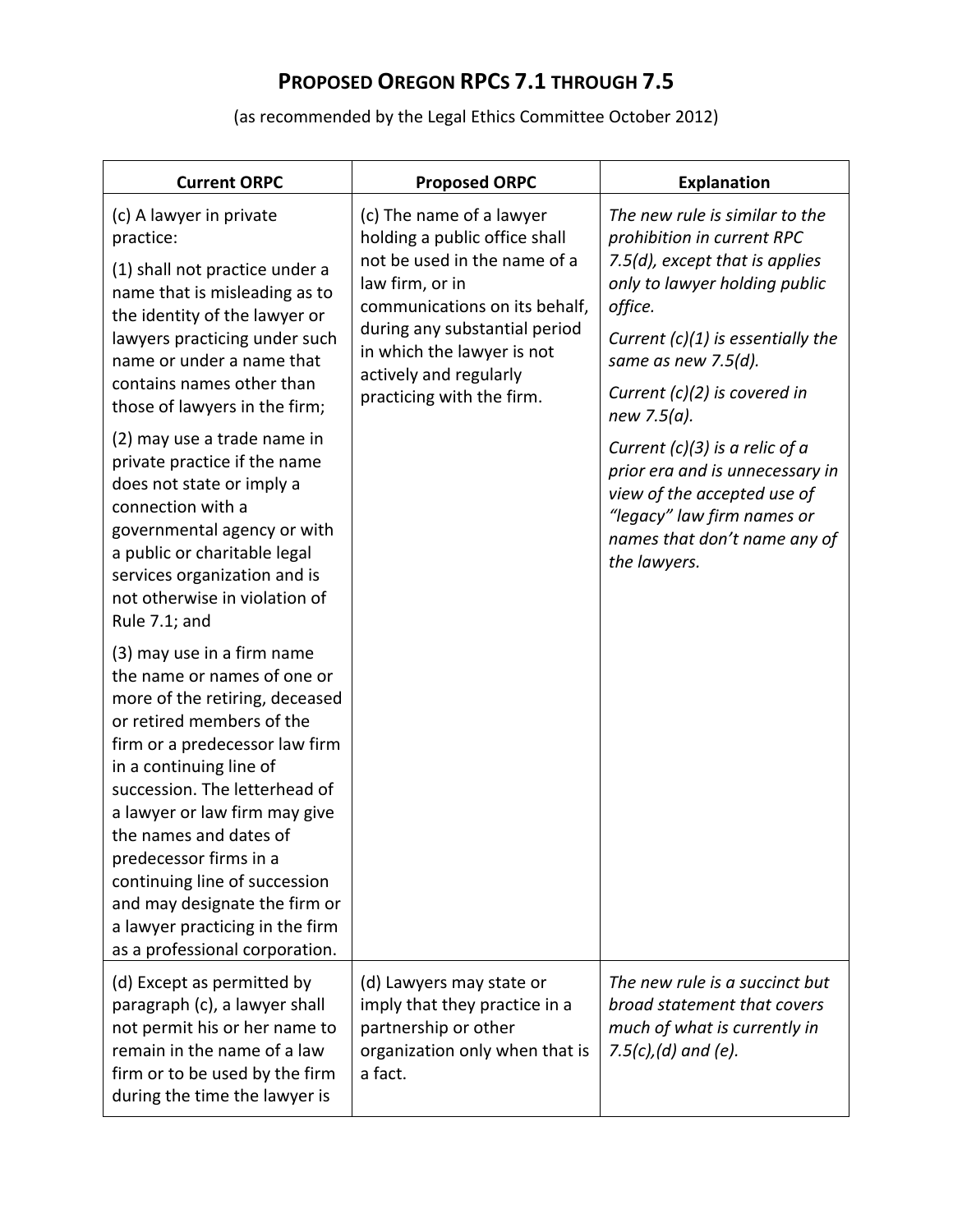# PROPOSED OREGON RPCS 7.1 THROUGH 7.5

(as recommended by the Legal Ethics Committee October 2012)

| Current ORPC | Proposed ORPC | Explanation |
| --- | --- | --- |
| (c) A lawyer in private practice:<br><br>(1) shall not practice under a name that is misleading as to the identity of the lawyer or lawyers practicing under such name or under a name that contains names other than those of lawyers in the firm;<br><br>(2) may use a trade name in private practice if the name does not state or imply a connection with a governmental agency or with a public or charitable legal services organization and is not otherwise in violation of Rule 7.1; and<br><br>(3) may use in a firm name the name or names of one or more of the retiring, deceased or retired members of the firm or a predecessor law firm in a continuing line of succession. The letterhead of a lawyer or law firm may give the names and dates of predecessor firms in a continuing line of succession and may designate the firm or a lawyer practicing in the firm as a professional corporation. | (c) The name of a lawyer holding a public office shall not be used in the name of a law firm, or in communications on its behalf, during any substantial period in which the lawyer is not actively and regularly practicing with the firm. | *The new rule is similar to the prohibition in current RPC 7.5(d), except that is applies only to lawyer holding public office.*<br><br>*Current (c)(1) is essentially the same as new 7.5(d).*<br><br>*Current (c)(2) is covered in new 7.5(a).*<br><br>*Current (c)(3) is a relic of a prior era and is unnecessary in view of the accepted use of "legacy" law firm names or names that don't name any of the lawyers.* |
| (d) Except as permitted by paragraph (c), a lawyer shall not permit his or her name to remain in the name of a law firm or to be used by the firm during the time the lawyer is | (d) Lawyers may state or imply that they practice in a partnership or other organization only when that is a fact. | *The new rule is a succinct but broad statement that covers much of what is currently in 7.5(c),(d) and (e).* |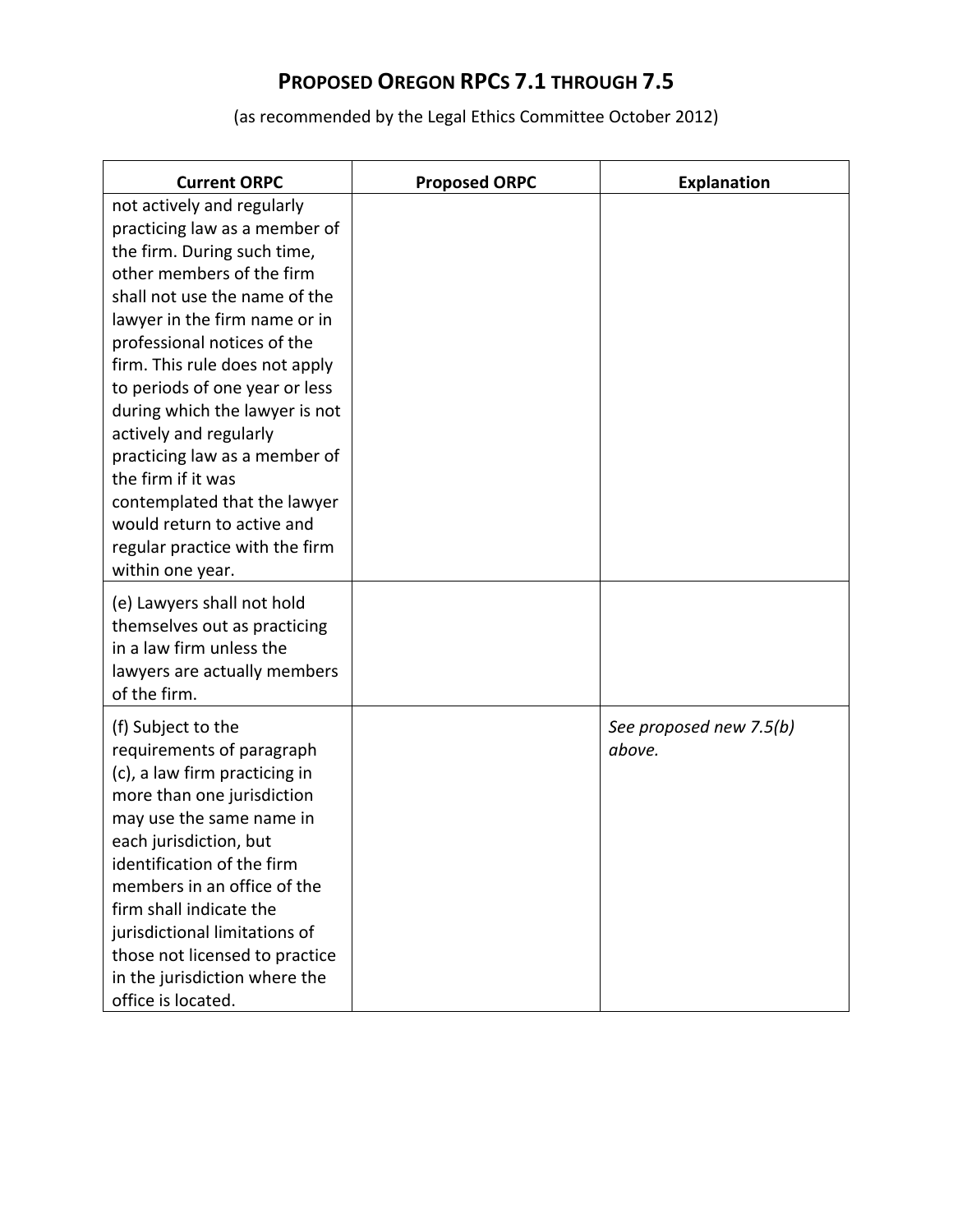# PROPOSED OREGON RPCs 7.1 THROUGH 7.5

(as recommended by the Legal Ethics Committee October 2012)

| Current ORPC | Proposed ORPC | Explanation |
|---|---|---|
| not actively and regularly practicing law as a member of the firm. During such time, other members of the firm shall not use the name of the lawyer in the firm name or in professional notices of the firm. This rule does not apply to periods of one year or less during which the lawyer is not actively and regularly practicing law as a member of the firm if it was contemplated that the lawyer would return to active and regular practice with the firm within one year. | | |
| (e) Lawyers shall not hold themselves out as practicing in a law firm unless the lawyers are actually members of the firm. | | |
| (f) Subject to the requirements of paragraph (c), a law firm practicing in more than one jurisdiction may use the same name in each jurisdiction, but identification of the firm members in an office of the firm shall indicate the jurisdictional limitations of those not licensed to practice in the jurisdiction where the office is located. | | *See proposed new 7.5(b) above.* |